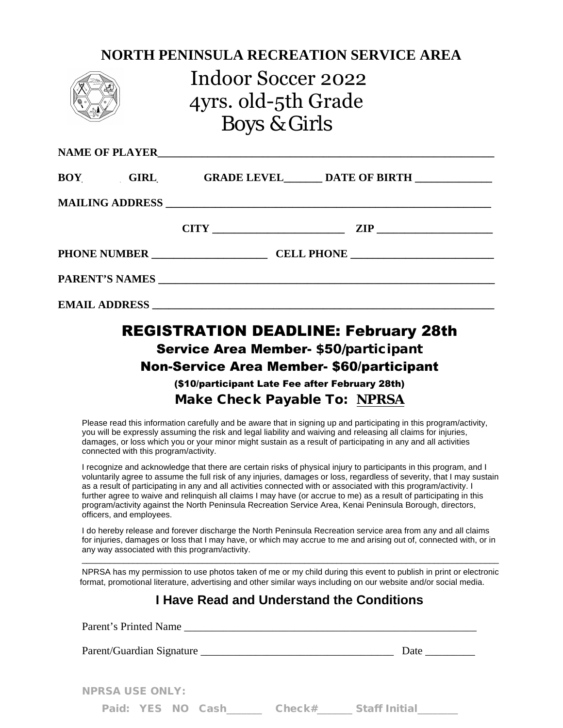# NORTH PENINSULA RECREATION SERVICE AREA

## Indoor Soccer 2022
## 4yrs. old-5th Grade
## Boys & Girls

**NAME OF PLAYER**_______________________________________________________________

**BOY**          **GIRL**          **GRADE LEVEL**_______ **DATE OF BIRTH** ______________

**MAILING ADDRESS** ___________________________________________________________

**CITY** ________________________ **ZIP** ____________________

**PHONE NUMBER** ____________________ **CELL PHONE** _________________________

**PARENT'S NAMES** _____________________________________________________________

**EMAIL ADDRESS** ______________________________________________________________

## REGISTRATION DEADLINE: February 28th

**Service Area Member- $50/participant**

**Non-Service Area Member- $60/participant**

**($10/participant Late Fee after February 28th)**

**Make Check Payable To: NPRSA**

Please read this information carefully and be aware that in signing up and participating in this program/activity, you will be expressly assuming the risk and legal liability and waiving and releasing all claims for injuries, damages, or loss which you or your minor might sustain as a result of participating in any and all activities connected with this program/activity.

I recognize and acknowledge that there are certain risks of physical injury to participants in this program, and I voluntarily agree to assume the full risk of any injuries, damages or loss, regardless of severity, that I may sustain as a result of participating in any and all activities connected with or associated with this program/activity. I further agree to waive and relinquish all claims I may have (or accrue to me) as a result of participating in this program/activity against the North Peninsula Recreation Service Area, Kenai Peninsula Borough, directors, officers, and employees.

I do hereby release and forever discharge the North Peninsula Recreation service area from any and all claims for injuries, damages or loss that I may have, or which may accrue to me and arising out of, connected with, or in any way associated with this program/activity.

---

NPRSA has my permission to use photos taken of me or my child during this event to publish in print or electronic format, promotional literature, advertising and other similar ways including on our website and/or social media.

### I Have Read and Understand the Conditions

Parent's Printed Name ______________________________________________________

Parent/Guardian Signature __________________________________ Date _________

**NPRSA USE ONLY:**

Paid: YES NO Cash______ Check#______ Staff Initial_______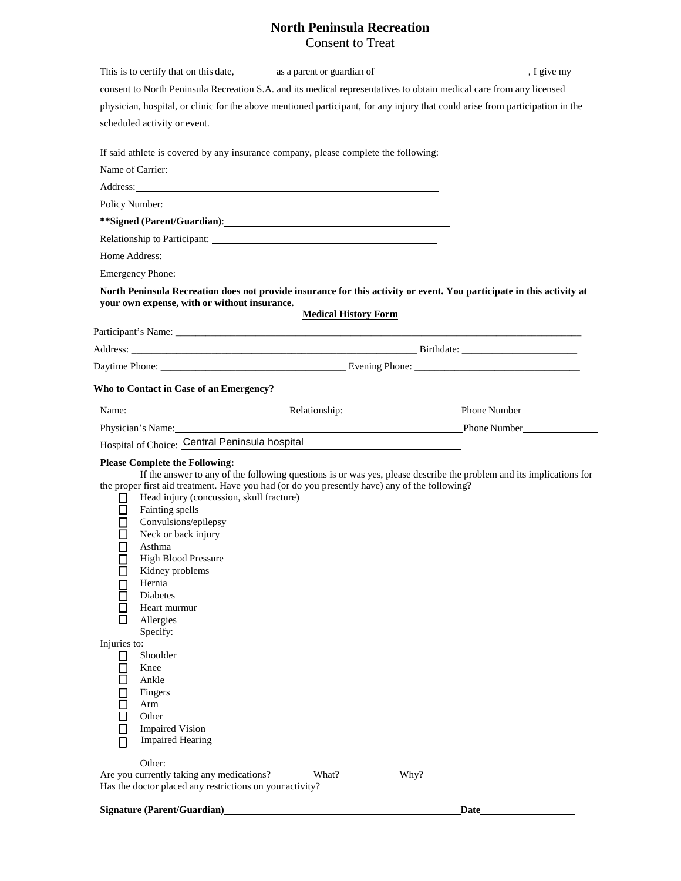# North Peninsula Recreation

## Consent to Treat

This is to certify that on this date, _______ as a parent or guardian of ______________________________, I give my consent to North Peninsula Recreation S.A. and its medical representatives to obtain medical care from any licensed physician, hospital, or clinic for the above mentioned participant, for any injury that could arise from participation in the scheduled activity or event.

If said athlete is covered by any insurance company, please complete the following:

Name of Carrier: ______________________________________________

Address: ______________________________________________

Policy Number: ______________________________________________

**\*\*Signed (Parent/Guardian)**: ______________________________________________

Relationship to Participant: ______________________________________________

Home Address: ______________________________________________

Emergency Phone: ______________________________________________

**North Peninsula Recreation does not provide insurance for this activity or event. You participate in this activity at your own expense, with or without insurance.**

### Medical History Form

Participant's Name: ______________________________________________

Address: ______________________________________________ Birthdate: ______________________

Daytime Phone: ___________________________________ Evening Phone: ________________________________

**Who to Contact in Case of an Emergency?**

Name: ______________________________ Relationship: ______________________ Phone Number ______________

Physician's Name: ______________________________________________ Phone Number ______________

Hospital of Choice: Central Peninsula hospital

**Please Complete the Following:**

If the answer to any of the following questions is or was yes, please describe the problem and its implications for the proper first aid treatment. Have you had (or do you presently have) any of the following?

- ☐ Head injury (concussion, skull fracture)
- ☐ Fainting spells
- ☐ Convulsions/epilepsy
- ☐ Neck or back injury
- ☐ Asthma
- ☐ High Blood Pressure
- ☐ Kidney problems
- ☐ Hernia
- ☐ Diabetes
- ☐ Heart murmur
- ☐ Allergies

  Specify: ______________________________________________

Injuries to:

- ☐ Shoulder
- ☐ Knee
- ☐ Ankle
- ☐ Fingers
- ☐ Arm
- ☐ Other
- ☐ Impaired Vision
- ☐ Impaired Hearing

  Other: ______________________________________________

Are you currently taking any medications? ________ What? ___________ Why? ____________

Has the doctor placed any restrictions on your activity? ________________________________

**Signature (Parent/Guardian)** ______________________________________________ **Date** __________________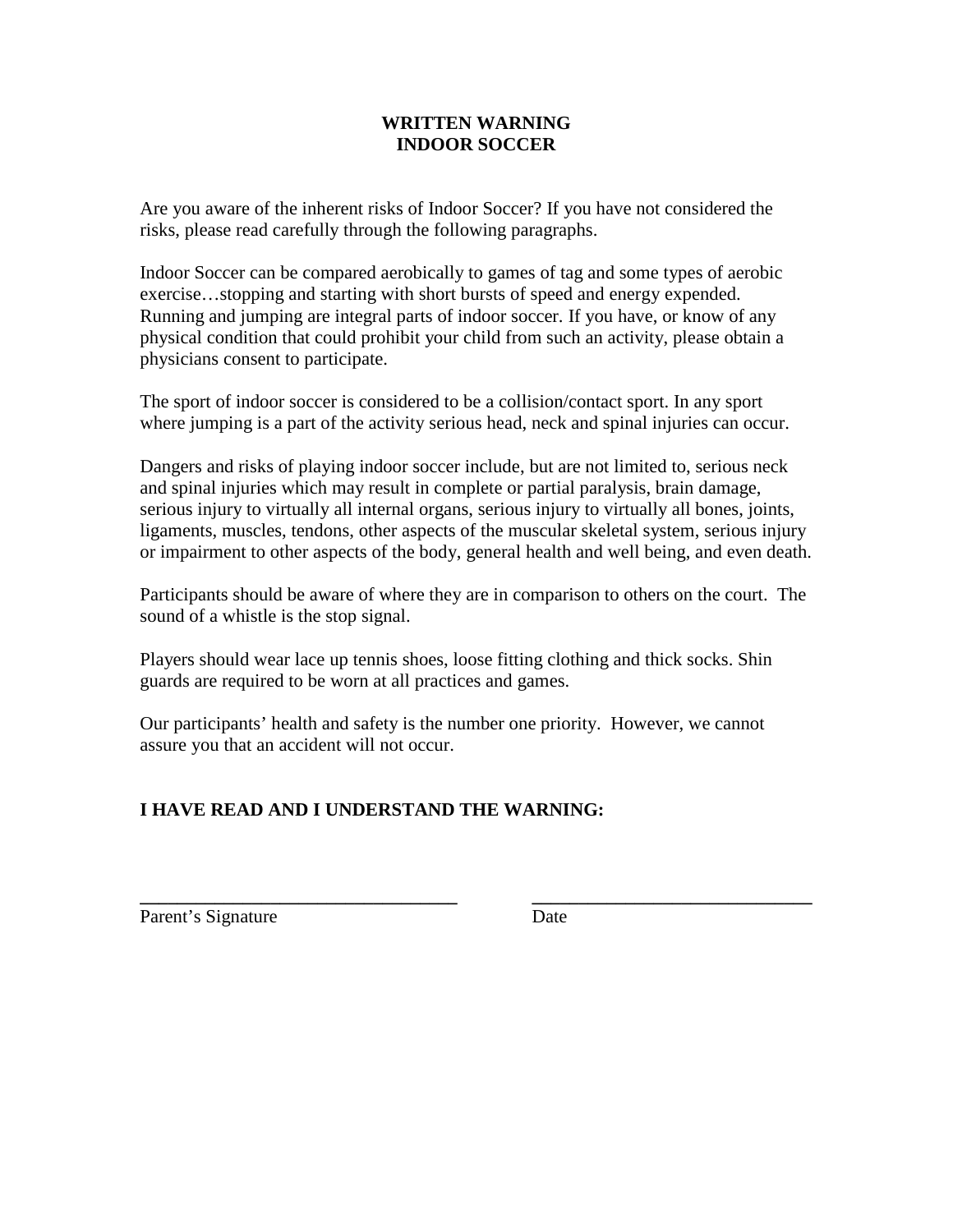**WRITTEN WARNING**
**INDOOR SOCCER**

Are you aware of the inherent risks of Indoor Soccer? If you have not considered the risks, please read carefully through the following paragraphs.

Indoor Soccer can be compared aerobically to games of tag and some types of aerobic exercise…stopping and starting with short bursts of speed and energy expended. Running and jumping are integral parts of indoor soccer. If you have, or know of any physical condition that could prohibit your child from such an activity, please obtain a physicians consent to participate.

The sport of indoor soccer is considered to be a collision/contact sport. In any sport where jumping is a part of the activity serious head, neck and spinal injuries can occur.

Dangers and risks of playing indoor soccer include, but are not limited to, serious neck and spinal injuries which may result in complete or partial paralysis, brain damage, serious injury to virtually all internal organs, serious injury to virtually all bones, joints, ligaments, muscles, tendons, other aspects of the muscular skeletal system, serious injury or impairment to other aspects of the body, general health and well being, and even death.

Participants should be aware of where they are in comparison to others on the court. The sound of a whistle is the stop signal.

Players should wear lace up tennis shoes, loose fitting clothing and thick socks. Shin guards are required to be worn at all practices and games.

Our participants' health and safety is the number one priority. However, we cannot assure you that an accident will not occur.

**I HAVE READ AND I UNDERSTAND THE WARNING:**

\_\_\_\_\_\_\_\_\_\_\_\_\_\_\_\_\_\_\_\_\_\_\_\_\_\_\_\_\_\_\_\_\_\_ \_\_\_\_\_\_\_\_\_\_\_\_\_\_\_\_\_\_\_\_\_\_\_\_\_\_\_\_\_\_
Parent's Signature Date